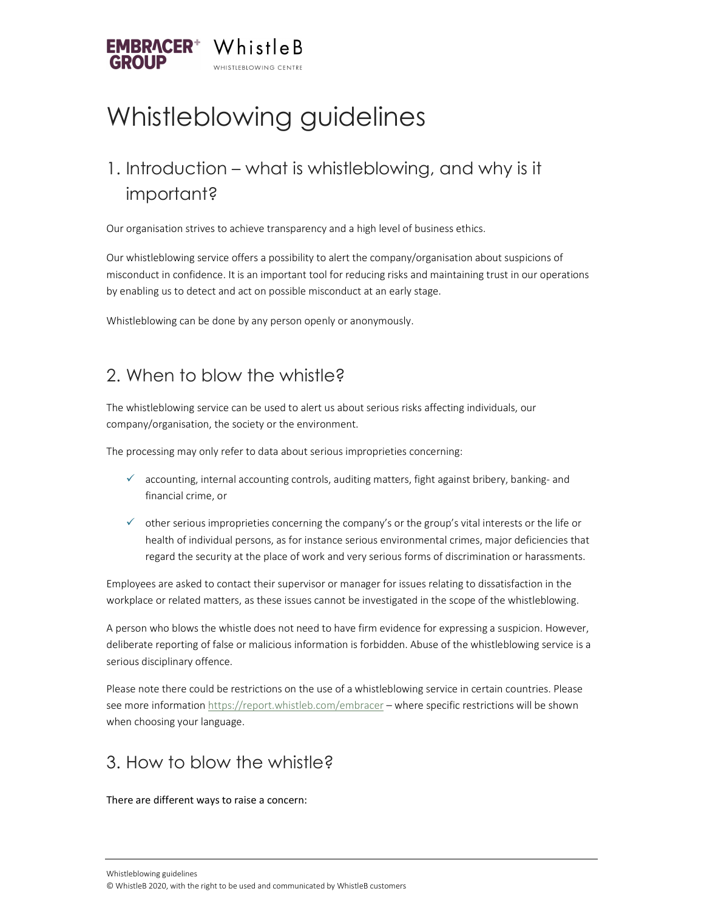# Whistleblowing guidelines

## 1. Introduction – what is whistleblowing, and why is it important?

Our organisation strives to achieve transparency and a high level of business ethics.

Our whistleblowing service offers a possibility to alert the company/organisation about suspicions of misconduct in confidence. It is an important tool for reducing risks and maintaining trust in our operations by enabling us to detect and act on possible misconduct at an early stage.

Whistleblowing can be done by any person openly or anonymously.

## 2. When to blow the whistle?

The whistleblowing service can be used to alert us about serious risks affecting individuals, our company/organisation, the society or the environment.

The processing may only refer to data about serious improprieties concerning:

- ✓ accounting, internal accounting controls, auditing matters, fight against bribery, banking- and financial crime, or
- ✓ other serious improprieties concerning the company's or the group's vital interests or the life or health of individual persons, as for instance serious environmental crimes, major deficiencies that regard the security at the place of work and very serious forms of discrimination or harassments.

Employees are asked to contact their supervisor or manager for issues relating to dissatisfaction in the workplace or related matters, as these issues cannot be investigated in the scope of the whistleblowing.

A person who blows the whistle does not need to have firm evidence for expressing a suspicion. However, deliberate reporting of false or malicious information is forbidden. Abuse of the whistleblowing service is a serious disciplinary offence.

Please note there could be restrictions on the use of a whistleblowing service in certain countries. Please see more information https://report.whistleb.com/embracer – where specific restrictions will be shown when choosing your language.

## 3. How to blow the whistle?

There are different ways to raise a concern: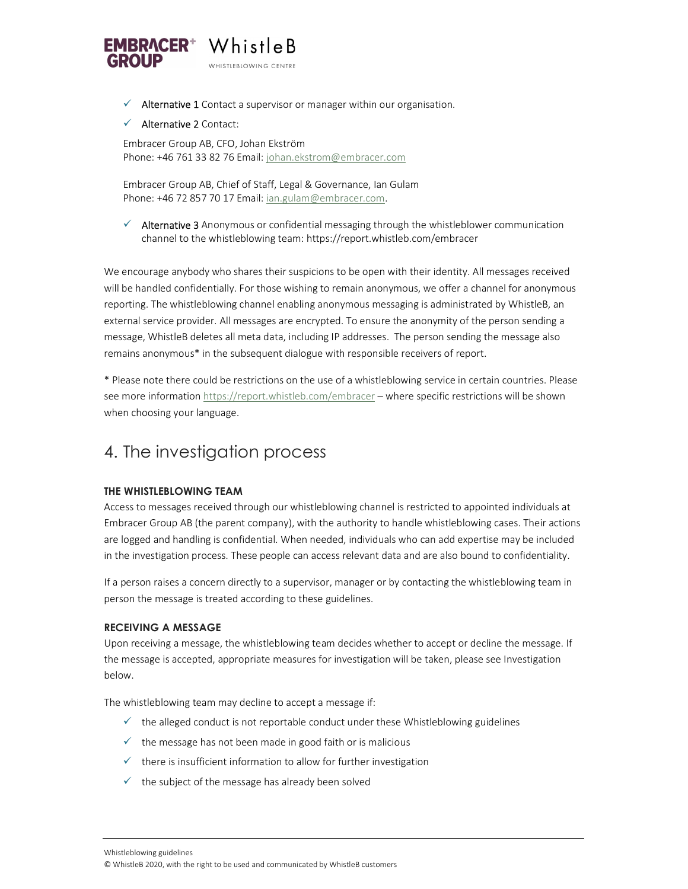- Alternative 1 Contact a supervisor or manager within our organisation.
- Alternative 2 Contact:

  Embracer Group AB, CFO, Johan Ekström
  Phone: +46 761 33 82 76 Email: johan.ekstrom@embracer.com

  Embracer Group AB, Chief of Staff, Legal & Governance, Ian Gulam
  Phone: +46 72 857 70 17 Email: ian.gulam@embracer.com.

- Alternative 3 Anonymous or confidential messaging through the whistleblower communication channel to the whistleblowing team: https://report.whistleb.com/embracer

We encourage anybody who shares their suspicions to be open with their identity. All messages received will be handled confidentially. For those wishing to remain anonymous, we offer a channel for anonymous reporting. The whistleblowing channel enabling anonymous messaging is administrated by WhistleB, an external service provider. All messages are encrypted. To ensure the anonymity of the person sending a message, WhistleB deletes all meta data, including IP addresses. The person sending the message also remains anonymous* in the subsequent dialogue with responsible receivers of report.

* Please note there could be restrictions on the use of a whistleblowing service in certain countries. Please see more information https://report.whistleb.com/embracer – where specific restrictions will be shown when choosing your language.

## 4. The investigation process

### THE WHISTLEBLOWING TEAM

Access to messages received through our whistleblowing channel is restricted to appointed individuals at Embracer Group AB (the parent company), with the authority to handle whistleblowing cases. Their actions are logged and handling is confidential. When needed, individuals who can add expertise may be included in the investigation process. These people can access relevant data and are also bound to confidentiality.

If a person raises a concern directly to a supervisor, manager or by contacting the whistleblowing team in person the message is treated according to these guidelines.

### RECEIVING A MESSAGE

Upon receiving a message, the whistleblowing team decides whether to accept or decline the message. If the message is accepted, appropriate measures for investigation will be taken, please see Investigation below.

The whistleblowing team may decline to accept a message if:

- the alleged conduct is not reportable conduct under these Whistleblowing guidelines
- the message has not been made in good faith or is malicious
- there is insufficient information to allow for further investigation
- the subject of the message has already been solved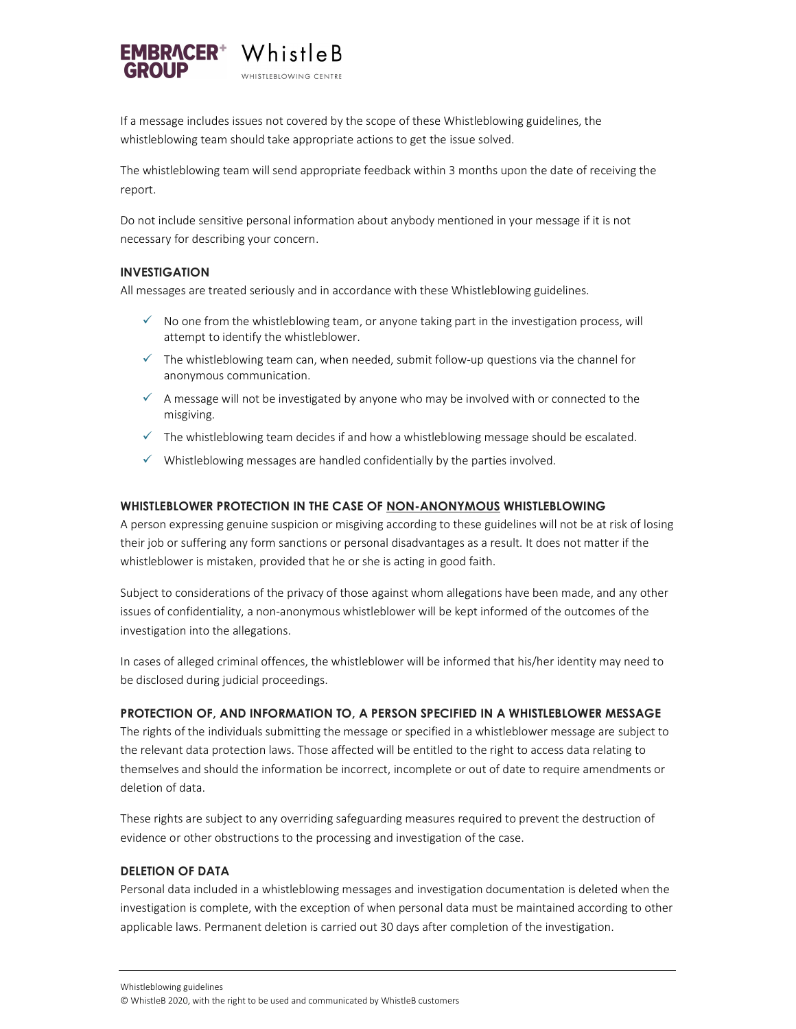If a message includes issues not covered by the scope of these Whistleblowing guidelines, the whistleblowing team should take appropriate actions to get the issue solved.

The whistleblowing team will send appropriate feedback within 3 months upon the date of receiving the report.

Do not include sensitive personal information about anybody mentioned in your message if it is not necessary for describing your concern.

### INVESTIGATION

All messages are treated seriously and in accordance with these Whistleblowing guidelines.

- ✓ No one from the whistleblowing team, or anyone taking part in the investigation process, will attempt to identify the whistleblower.
- ✓ The whistleblowing team can, when needed, submit follow-up questions via the channel for anonymous communication.
- ✓ A message will not be investigated by anyone who may be involved with or connected to the misgiving.
- ✓ The whistleblowing team decides if and how a whistleblowing message should be escalated.
- ✓ Whistleblowing messages are handled confidentially by the parties involved.

### WHISTLEBLOWER PROTECTION IN THE CASE OF NON-ANONYMOUS WHISTLEBLOWING

A person expressing genuine suspicion or misgiving according to these guidelines will not be at risk of losing their job or suffering any form sanctions or personal disadvantages as a result. It does not matter if the whistleblower is mistaken, provided that he or she is acting in good faith.

Subject to considerations of the privacy of those against whom allegations have been made, and any other issues of confidentiality, a non-anonymous whistleblower will be kept informed of the outcomes of the investigation into the allegations.

In cases of alleged criminal offences, the whistleblower will be informed that his/her identity may need to be disclosed during judicial proceedings.

### PROTECTION OF, AND INFORMATION TO, A PERSON SPECIFIED IN A WHISTLEBLOWER MESSAGE

The rights of the individuals submitting the message or specified in a whistleblower message are subject to the relevant data protection laws. Those affected will be entitled to the right to access data relating to themselves and should the information be incorrect, incomplete or out of date to require amendments or deletion of data.

These rights are subject to any overriding safeguarding measures required to prevent the destruction of evidence or other obstructions to the processing and investigation of the case.

### DELETION OF DATA

Personal data included in a whistleblowing messages and investigation documentation is deleted when the investigation is complete, with the exception of when personal data must be maintained according to other applicable laws. Permanent deletion is carried out 30 days after completion of the investigation.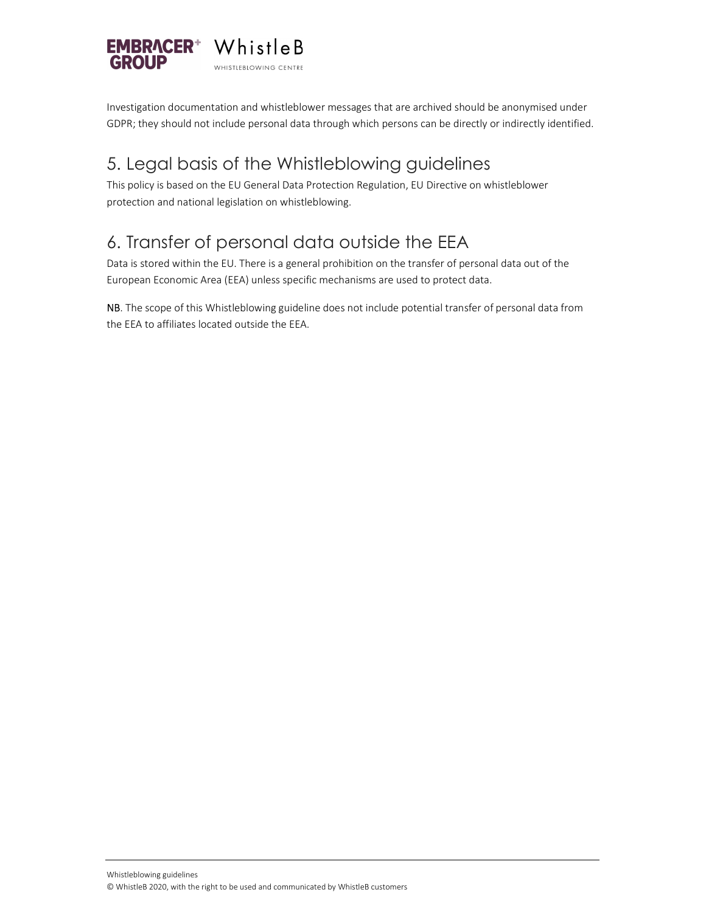Investigation documentation and whistleblower messages that are archived should be anonymised under GDPR; they should not include personal data through which persons can be directly or indirectly identified.

## 5. Legal basis of the Whistleblowing guidelines

This policy is based on the EU General Data Protection Regulation, EU Directive on whistleblower protection and national legislation on whistleblowing.

## 6. Transfer of personal data outside the EEA

Data is stored within the EU. There is a general prohibition on the transfer of personal data out of the European Economic Area (EEA) unless specific mechanisms are used to protect data.

NB. The scope of this Whistleblowing guideline does not include potential transfer of personal data from the EEA to affiliates located outside the EEA.